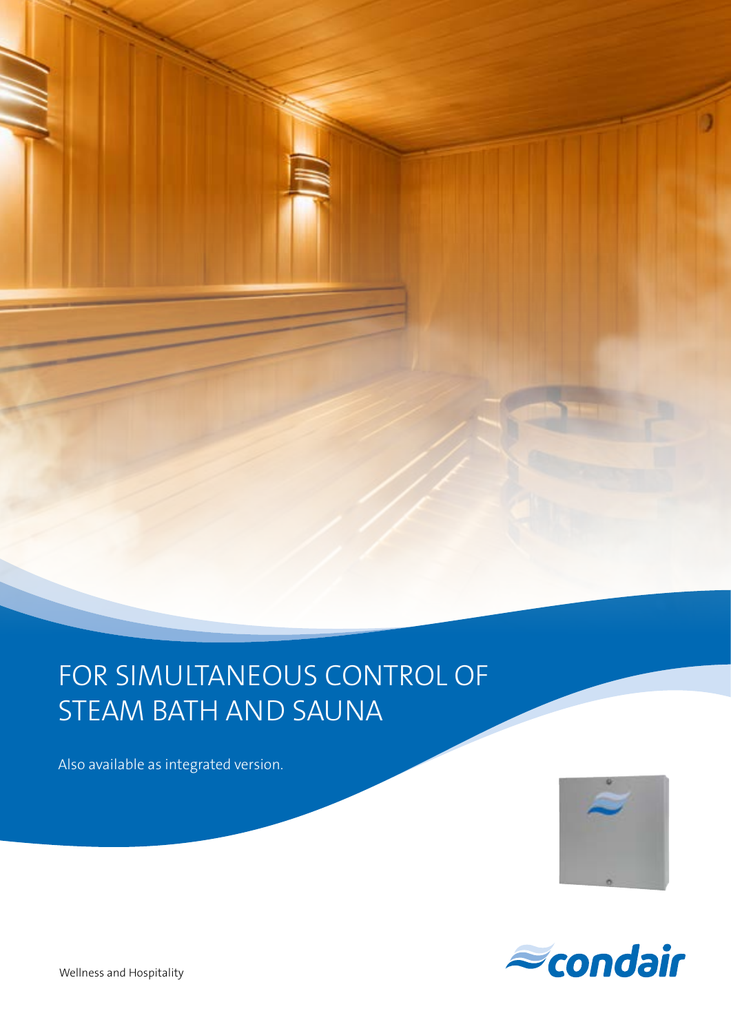# FOR SIMULTANEOUS CONTROL OF STEAM BATH AND SAUNA

Also available as integrated version.

Wellness and Hospitality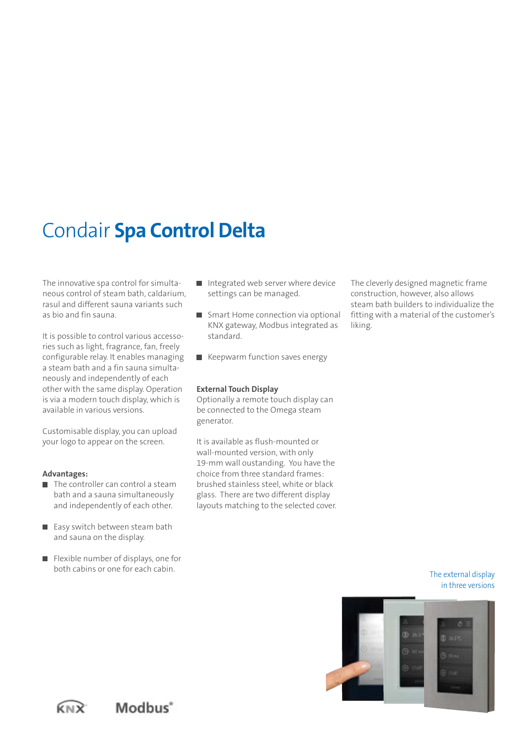# Condair **Spa Control Delta**

The innovative spa control for simultaneous control of steam bath, caldarium, rasul and different sauna variants such as bio and fin sauna.

It is possible to control various accessories such as light, fragrance, fan, freely configurable relay. It enables managing a steam bath and a fin sauna simultaneously and independently of each other with the same display. Operation is via a modern touch display, which is available in various versions.

Customisable display, you can upload your logo to appear on the screen.

**Advantages:**

- The controller can control a steam bath and a sauna simultaneously and independently of each other.
- Easy switch between steam bath and sauna on the display.
- Flexible number of displays, one for both cabins or one for each cabin.
- Integrated web server where device settings can be managed.
- Smart Home connection via optional KNX gateway, Modbus integrated as standard.
- Keepwarm function saves energy

**External Touch Display**

Optionally a remote touch display can be connected to the Omega steam generator.

It is available as flush-mounted or wall-mounted version, with only 19-mm wall oustanding. You have the choice from three standard frames: brushed stainless steel, white or black glass. There are two different display layouts matching to the selected cover.

The cleverly designed magnetic frame construction, however, also allows steam bath builders to individualize the fitting with a material of the customer's liking.

The external display in three versions

KNX Modbus®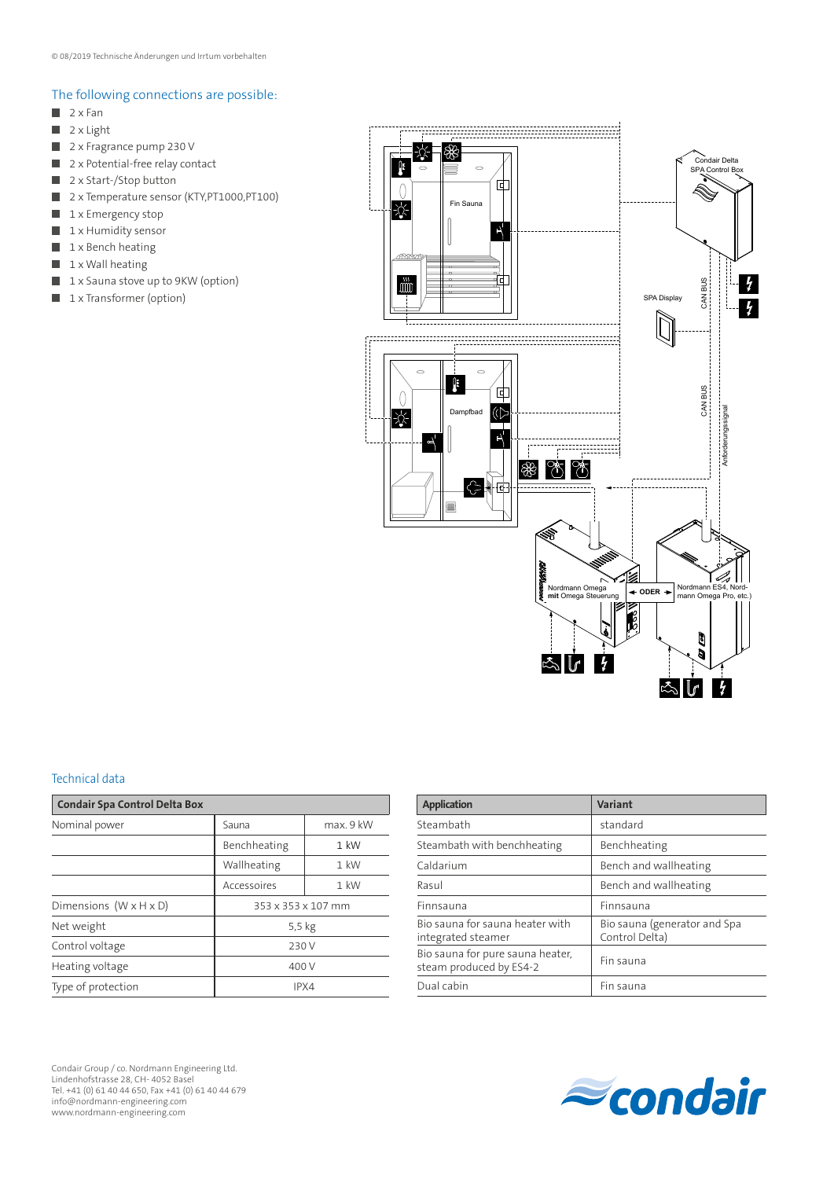© 08/2019 Technische Änderungen und Irrtum vorbehalten

## The following connections are possible:

- 2 x Fan
- 2 x Light
- 2 x Fragrance pump 230 V
- 2 x Potential-free relay contact
- 2 x Start-/Stop button
- 2 x Temperature sensor (KTY,PT1000,PT100)
- 1 x Emergency stop
- 1 x Humidity sensor
- 1 x Bench heating
- 1 x Wall heating
- 1 x Sauna stove up to 9KW (option)
- 1 x Transformer (option)

Fin Sauna
Condair Delta SPA Control Box
SPA Display
CAN BUS
CAN BUS
Anforderungssignal
Dampfbad
Nordmann Omega **mit** Omega Steuerung
ODER
Nordmann ES4, Nordmann Omega Pro, etc.)

## Technical data

| Condair Spa Control Delta Box | | |
|---|---|---|
| Nominal power | Sauna | max. 9 kW |
| | Benchheating | 1 kW |
| | Wallheating | 1 kW |
| | Accessoires | 1 kW |
| Dimensions (W x H x D) | 353 x 353 x 107 mm | |
| Net weight | 5,5 kg | |
| Control voltage | 230 V | |
| Heating voltage | 400 V | |
| Type of protection | IPX4 | |

| Application | Variant |
|---|---|
| Steambath | standard |
| Steambath with benchheating | Benchheating |
| Caldarium | Bench and wallheating |
| Rasul | Bench and wallheating |
| Finnsauna | Finnsauna |
| Bio sauna for sauna heater with integrated steamer | Bio sauna (generator and Spa Control Delta) |
| Bio sauna for pure sauna heater, steam produced by ES4-2 | Fin sauna |
| Dual cabin | Fin sauna |

Condair Group / co. Nordmann Engineering Ltd.
Lindenhofstrasse 28, CH- 4052 Basel
Tel. +41 (0) 61 40 44 650, Fax +41 (0) 61 40 44 679
info@nordmann-engineering.com
www.nordmann-engineering.com

condair